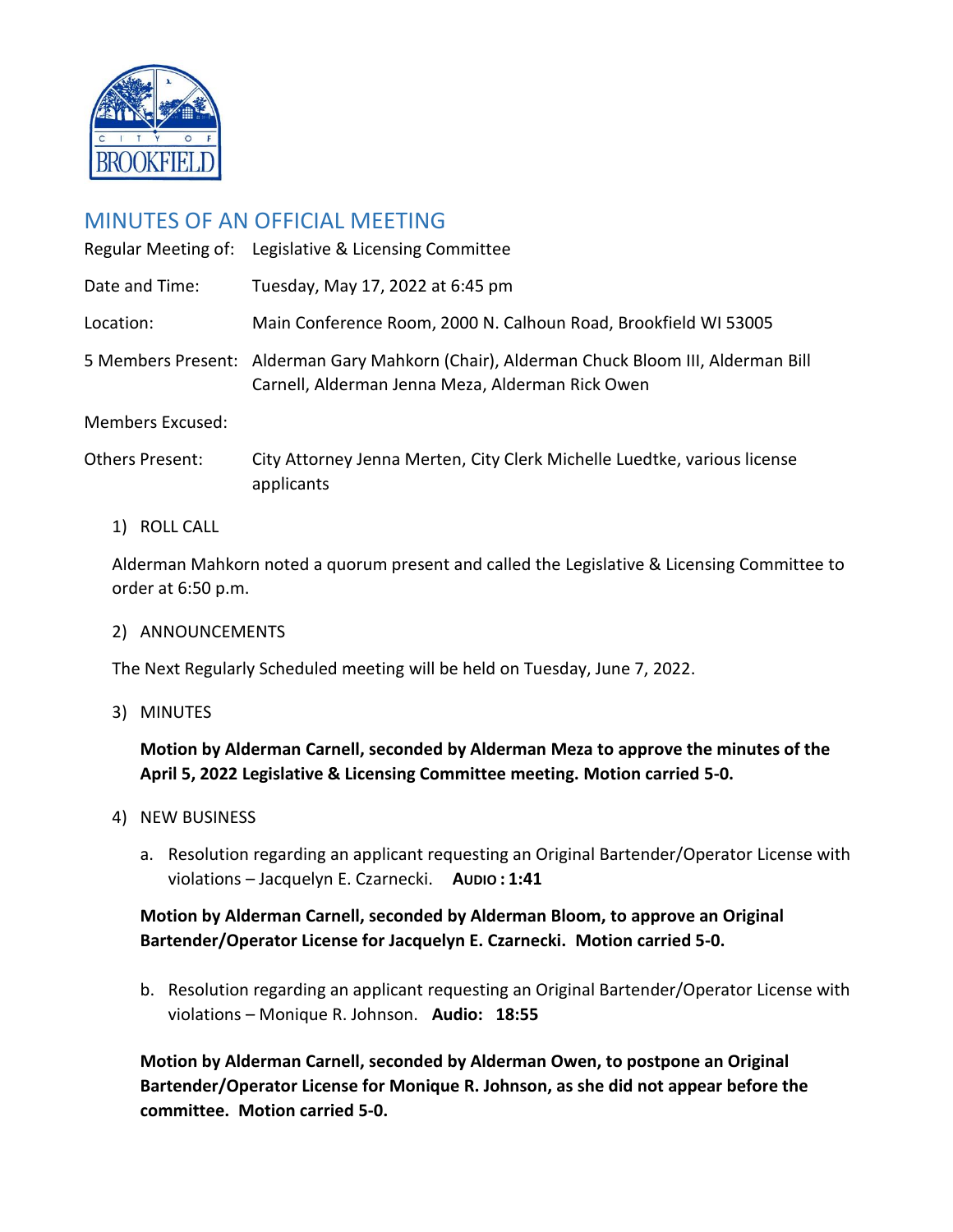# MINUTES OF AN OFFICIAL MEETING

| | |
|---|---|
| Regular Meeting of: | Legislative & Licensing Committee |
| Date and Time: | Tuesday, May 17, 2022 at 6:45 pm |
| Location: | Main Conference Room, 2000 N. Calhoun Road, Brookfield WI 53005 |
| 5 Members Present: | Alderman Gary Mahkorn (Chair), Alderman Chuck Bloom III, Alderman Bill Carnell, Alderman Jenna Meza, Alderman Rick Owen |
| Members Excused: | |
| Others Present: | City Attorney Jenna Merten, City Clerk Michelle Luedtke, various license applicants |

1) ROLL CALL

Alderman Mahkorn noted a quorum present and called the Legislative & Licensing Committee to order at 6:50 p.m.

2) ANNOUNCEMENTS

The Next Regularly Scheduled meeting will be held on Tuesday, June 7, 2022.

3) MINUTES

**Motion by Alderman Carnell, seconded by Alderman Meza to approve the minutes of the April 5, 2022 Legislative & Licensing Committee meeting. Motion carried 5-0.**

4) NEW BUSINESS

a. Resolution regarding an applicant requesting an Original Bartender/Operator License with violations – Jacquelyn E. Czarnecki. **Audio : 1:41**

**Motion by Alderman Carnell, seconded by Alderman Bloom, to approve an Original Bartender/Operator License for Jacquelyn E. Czarnecki. Motion carried 5-0.**

b. Resolution regarding an applicant requesting an Original Bartender/Operator License with violations – Monique R. Johnson. **Audio: 18:55**

**Motion by Alderman Carnell, seconded by Alderman Owen, to postpone an Original Bartender/Operator License for Monique R. Johnson, as she did not appear before the committee. Motion carried 5-0.**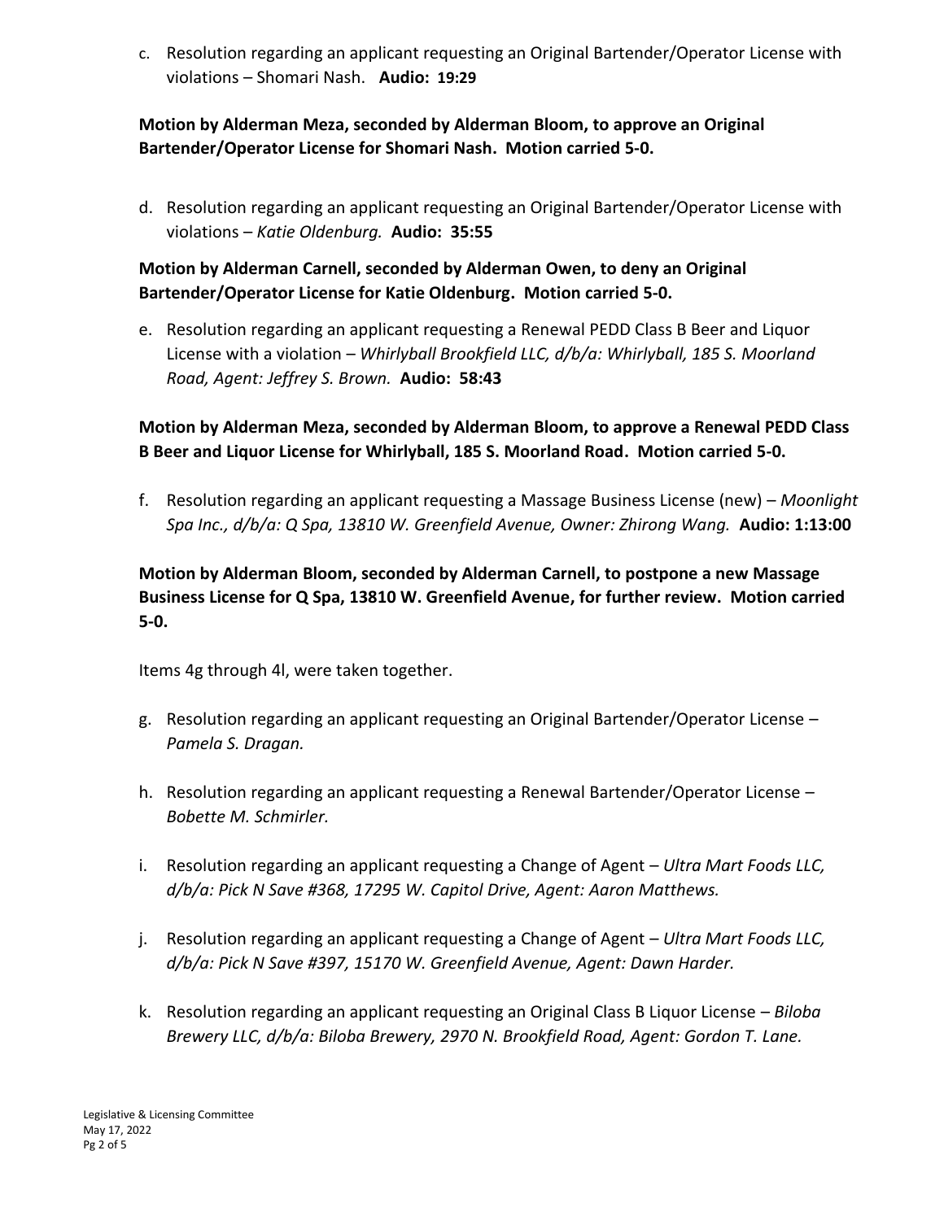c. Resolution regarding an applicant requesting an Original Bartender/Operator License with violations – Shomari Nash. **Audio: 19:29**

**Motion by Alderman Meza, seconded by Alderman Bloom, to approve an Original Bartender/Operator License for Shomari Nash. Motion carried 5-0.**

d. Resolution regarding an applicant requesting an Original Bartender/Operator License with violations – *Katie Oldenburg.* **Audio: 35:55**

**Motion by Alderman Carnell, seconded by Alderman Owen, to deny an Original Bartender/Operator License for Katie Oldenburg. Motion carried 5-0.**

e. Resolution regarding an applicant requesting a Renewal PEDD Class B Beer and Liquor License with a violation – *Whirlyball Brookfield LLC, d/b/a: Whirlyball, 185 S. Moorland Road, Agent: Jeffrey S. Brown.* **Audio: 58:43**

**Motion by Alderman Meza, seconded by Alderman Bloom, to approve a Renewal PEDD Class B Beer and Liquor License for Whirlyball, 185 S. Moorland Road. Motion carried 5-0.**

f. Resolution regarding an applicant requesting a Massage Business License (new) – *Moonlight Spa Inc., d/b/a: Q Spa, 13810 W. Greenfield Avenue, Owner: Zhirong Wang.* **Audio: 1:13:00**

**Motion by Alderman Bloom, seconded by Alderman Carnell, to postpone a new Massage Business License for Q Spa, 13810 W. Greenfield Avenue, for further review. Motion carried 5-0.**

Items 4g through 4l, were taken together.

g. Resolution regarding an applicant requesting an Original Bartender/Operator License – *Pamela S. Dragan.*

h. Resolution regarding an applicant requesting a Renewal Bartender/Operator License – *Bobette M. Schmirler.*

i. Resolution regarding an applicant requesting a Change of Agent – *Ultra Mart Foods LLC, d/b/a: Pick N Save #368, 17295 W. Capitol Drive, Agent: Aaron Matthews.*

j. Resolution regarding an applicant requesting a Change of Agent – *Ultra Mart Foods LLC, d/b/a: Pick N Save #397, 15170 W. Greenfield Avenue, Agent: Dawn Harder.*

k. Resolution regarding an applicant requesting an Original Class B Liquor License – *Biloba Brewery LLC, d/b/a: Biloba Brewery, 2970 N. Brookfield Road, Agent: Gordon T. Lane.*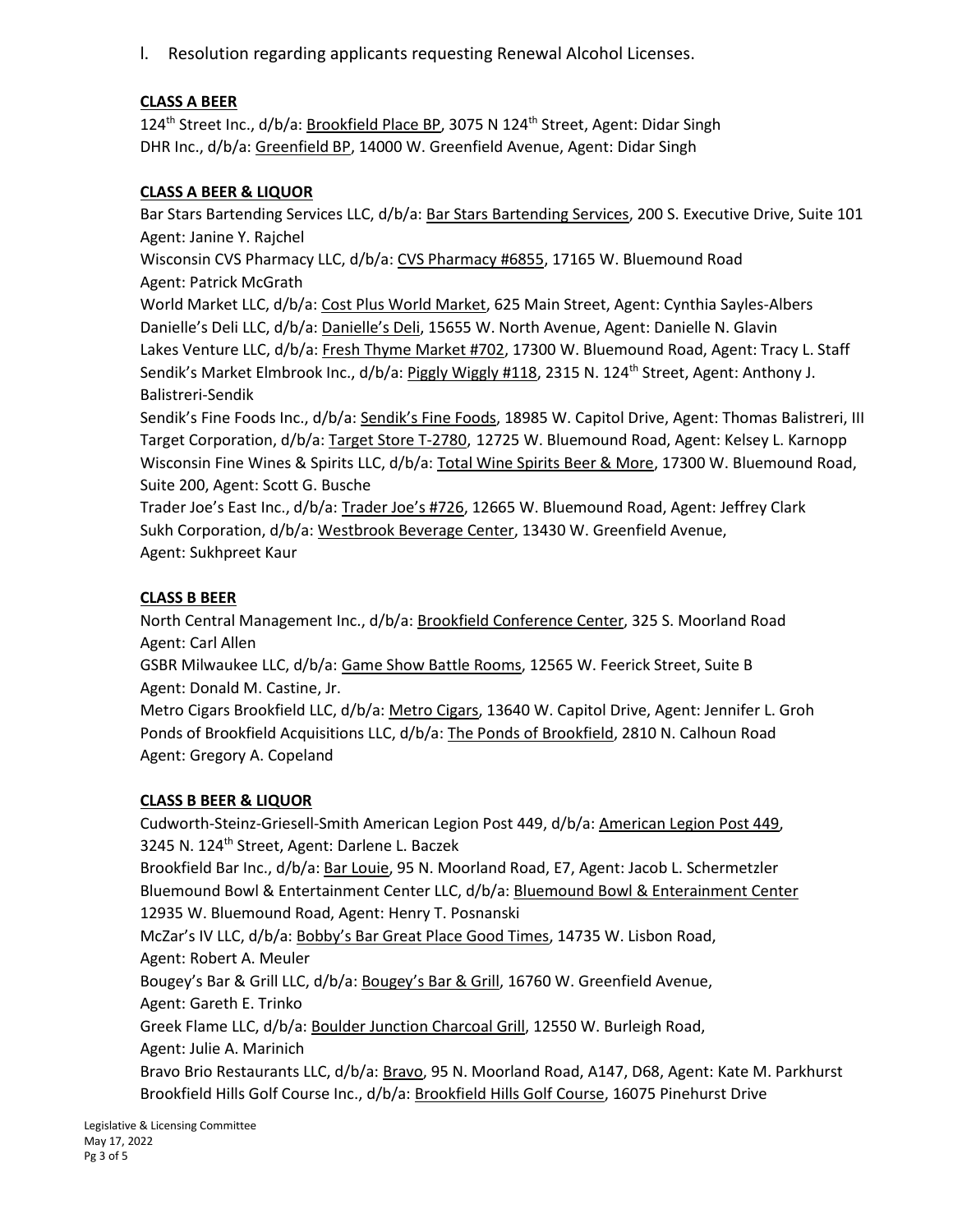l. Resolution regarding applicants requesting Renewal Alcohol Licenses.

**CLASS A BEER**

124th Street Inc., d/b/a: Brookfield Place BP, 3075 N 124th Street, Agent: Didar Singh
DHR Inc., d/b/a: Greenfield BP, 14000 W. Greenfield Avenue, Agent: Didar Singh

**CLASS A BEER & LIQUOR**

Bar Stars Bartending Services LLC, d/b/a: Bar Stars Bartending Services, 200 S. Executive Drive, Suite 101 Agent: Janine Y. Rajchel
Wisconsin CVS Pharmacy LLC, d/b/a: CVS Pharmacy #6855, 17165 W. Bluemound Road Agent: Patrick McGrath
World Market LLC, d/b/a: Cost Plus World Market, 625 Main Street, Agent: Cynthia Sayles-Albers
Danielle's Deli LLC, d/b/a: Danielle's Deli, 15655 W. North Avenue, Agent: Danielle N. Glavin
Lakes Venture LLC, d/b/a: Fresh Thyme Market #702, 17300 W. Bluemound Road, Agent: Tracy L. Staff
Sendik's Market Elmbrook Inc., d/b/a: Piggly Wiggly #118, 2315 N. 124th Street, Agent: Anthony J. Balistreri-Sendik
Sendik's Fine Foods Inc., d/b/a: Sendik's Fine Foods, 18985 W. Capitol Drive, Agent: Thomas Balistreri, III
Target Corporation, d/b/a: Target Store T-2780, 12725 W. Bluemound Road, Agent: Kelsey L. Karnopp
Wisconsin Fine Wines & Spirits LLC, d/b/a: Total Wine Spirits Beer & More, 17300 W. Bluemound Road, Suite 200, Agent: Scott G. Busche
Trader Joe's East Inc., d/b/a: Trader Joe's #726, 12665 W. Bluemound Road, Agent: Jeffrey Clark
Sukh Corporation, d/b/a: Westbrook Beverage Center, 13430 W. Greenfield Avenue, Agent: Sukhpreet Kaur

**CLASS B BEER**

North Central Management Inc., d/b/a: Brookfield Conference Center, 325 S. Moorland Road Agent: Carl Allen
GSBR Milwaukee LLC, d/b/a: Game Show Battle Rooms, 12565 W. Feerick Street, Suite B Agent: Donald M. Castine, Jr.
Metro Cigars Brookfield LLC, d/b/a: Metro Cigars, 13640 W. Capitol Drive, Agent: Jennifer L. Groh
Ponds of Brookfield Acquisitions LLC, d/b/a: The Ponds of Brookfield, 2810 N. Calhoun Road Agent: Gregory A. Copeland

**CLASS B BEER & LIQUOR**

Cudworth-Steinz-Griesell-Smith American Legion Post 449, d/b/a: American Legion Post 449, 3245 N. 124th Street, Agent: Darlene L. Baczek
Brookfield Bar Inc., d/b/a: Bar Louie, 95 N. Moorland Road, E7, Agent: Jacob L. Schermetzler
Bluemound Bowl & Entertainment Center LLC, d/b/a: Bluemound Bowl & Enterainment Center 12935 W. Bluemound Road, Agent: Henry T. Posnanski
McZar's IV LLC, d/b/a: Bobby's Bar Great Place Good Times, 14735 W. Lisbon Road, Agent: Robert A. Meuler
Bougey's Bar & Grill LLC, d/b/a: Bougey's Bar & Grill, 16760 W. Greenfield Avenue, Agent: Gareth E. Trinko
Greek Flame LLC, d/b/a: Boulder Junction Charcoal Grill, 12550 W. Burleigh Road, Agent: Julie A. Marinich
Bravo Brio Restaurants LLC, d/b/a: Bravo, 95 N. Moorland Road, A147, D68, Agent: Kate M. Parkhurst
Brookfield Hills Golf Course Inc., d/b/a: Brookfield Hills Golf Course, 16075 Pinehurst Drive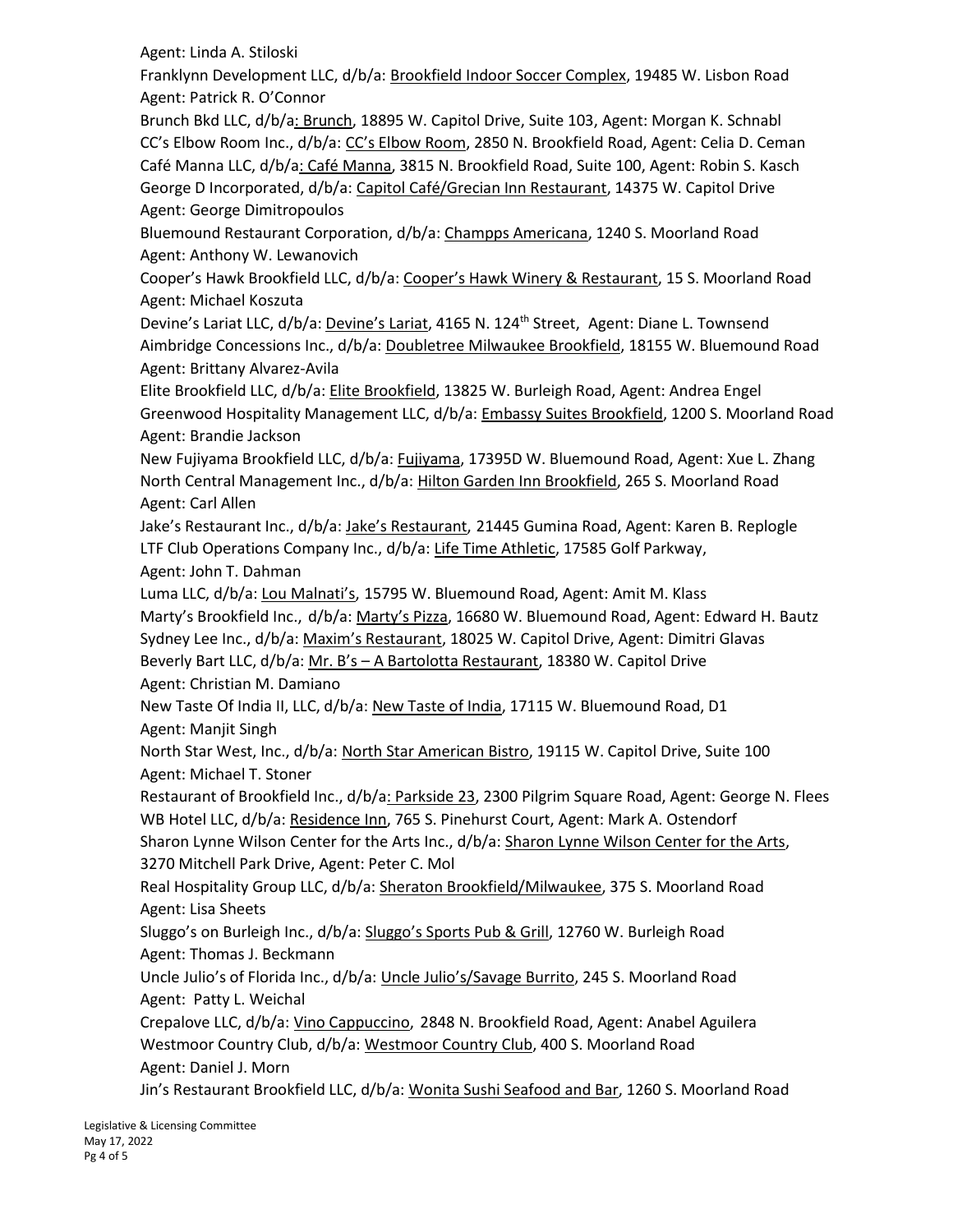Agent: Linda A. Stiloski

Franklynn Development LLC, d/b/a: Brookfield Indoor Soccer Complex, 19485 W. Lisbon Road
Agent: Patrick R. O'Connor

Brunch Bkd LLC, d/b/a: Brunch, 18895 W. Capitol Drive, Suite 103, Agent: Morgan K. Schnabl

CC's Elbow Room Inc., d/b/a: CC's Elbow Room, 2850 N. Brookfield Road, Agent: Celia D. Ceman

Café Manna LLC, d/b/a: Café Manna, 3815 N. Brookfield Road, Suite 100, Agent: Robin S. Kasch

George D Incorporated, d/b/a: Capitol Café/Grecian Inn Restaurant, 14375 W. Capitol Drive
Agent: George Dimitropoulos

Bluemound Restaurant Corporation, d/b/a: Champps Americana, 1240 S. Moorland Road
Agent: Anthony W. Lewanovich

Cooper's Hawk Brookfield LLC, d/b/a: Cooper's Hawk Winery & Restaurant, 15 S. Moorland Road
Agent: Michael Koszuta

Devine's Lariat LLC, d/b/a: Devine's Lariat, 4165 N. 124th Street, Agent: Diane L. Townsend

Aimbridge Concessions Inc., d/b/a: Doubletree Milwaukee Brookfield, 18155 W. Bluemound Road
Agent: Brittany Alvarez-Avila

Elite Brookfield LLC, d/b/a: Elite Brookfield, 13825 W. Burleigh Road, Agent: Andrea Engel

Greenwood Hospitality Management LLC, d/b/a: Embassy Suites Brookfield, 1200 S. Moorland Road
Agent: Brandie Jackson

New Fujiyama Brookfield LLC, d/b/a: Fujiyama, 17395D W. Bluemound Road, Agent: Xue L. Zhang

North Central Management Inc., d/b/a: Hilton Garden Inn Brookfield, 265 S. Moorland Road
Agent: Carl Allen

Jake's Restaurant Inc., d/b/a: Jake's Restaurant, 21445 Gumina Road, Agent: Karen B. Replogle

LTF Club Operations Company Inc., d/b/a: Life Time Athletic, 17585 Golf Parkway,
Agent: John T. Dahman

Luma LLC, d/b/a: Lou Malnati's, 15795 W. Bluemound Road, Agent: Amit M. Klass

Marty's Brookfield Inc., d/b/a: Marty's Pizza, 16680 W. Bluemound Road, Agent: Edward H. Bautz

Sydney Lee Inc., d/b/a: Maxim's Restaurant, 18025 W. Capitol Drive, Agent: Dimitri Glavas

Beverly Bart LLC, d/b/a: Mr. B's – A Bartolotta Restaurant, 18380 W. Capitol Drive
Agent: Christian M. Damiano

New Taste Of India II, LLC, d/b/a: New Taste of India, 17115 W. Bluemound Road, D1
Agent: Manjit Singh

North Star West, Inc., d/b/a: North Star American Bistro, 19115 W. Capitol Drive, Suite 100
Agent: Michael T. Stoner

Restaurant of Brookfield Inc., d/b/a: Parkside 23, 2300 Pilgrim Square Road, Agent: George N. Flees

WB Hotel LLC, d/b/a: Residence Inn, 765 S. Pinehurst Court, Agent: Mark A. Ostendorf

Sharon Lynne Wilson Center for the Arts Inc., d/b/a: Sharon Lynne Wilson Center for the Arts,
3270 Mitchell Park Drive, Agent: Peter C. Mol

Real Hospitality Group LLC, d/b/a: Sheraton Brookfield/Milwaukee, 375 S. Moorland Road
Agent: Lisa Sheets

Sluggo's on Burleigh Inc., d/b/a: Sluggo's Sports Pub & Grill, 12760 W. Burleigh Road
Agent: Thomas J. Beckmann

Uncle Julio's of Florida Inc., d/b/a: Uncle Julio's/Savage Burrito, 245 S. Moorland Road
Agent: Patty L. Weichal

Crepalove LLC, d/b/a: Vino Cappuccino, 2848 N. Brookfield Road, Agent: Anabel Aguilera

Westmoor Country Club, d/b/a: Westmoor Country Club, 400 S. Moorland Road
Agent: Daniel J. Morn

Jin's Restaurant Brookfield LLC, d/b/a: Wonita Sushi Seafood and Bar, 1260 S. Moorland Road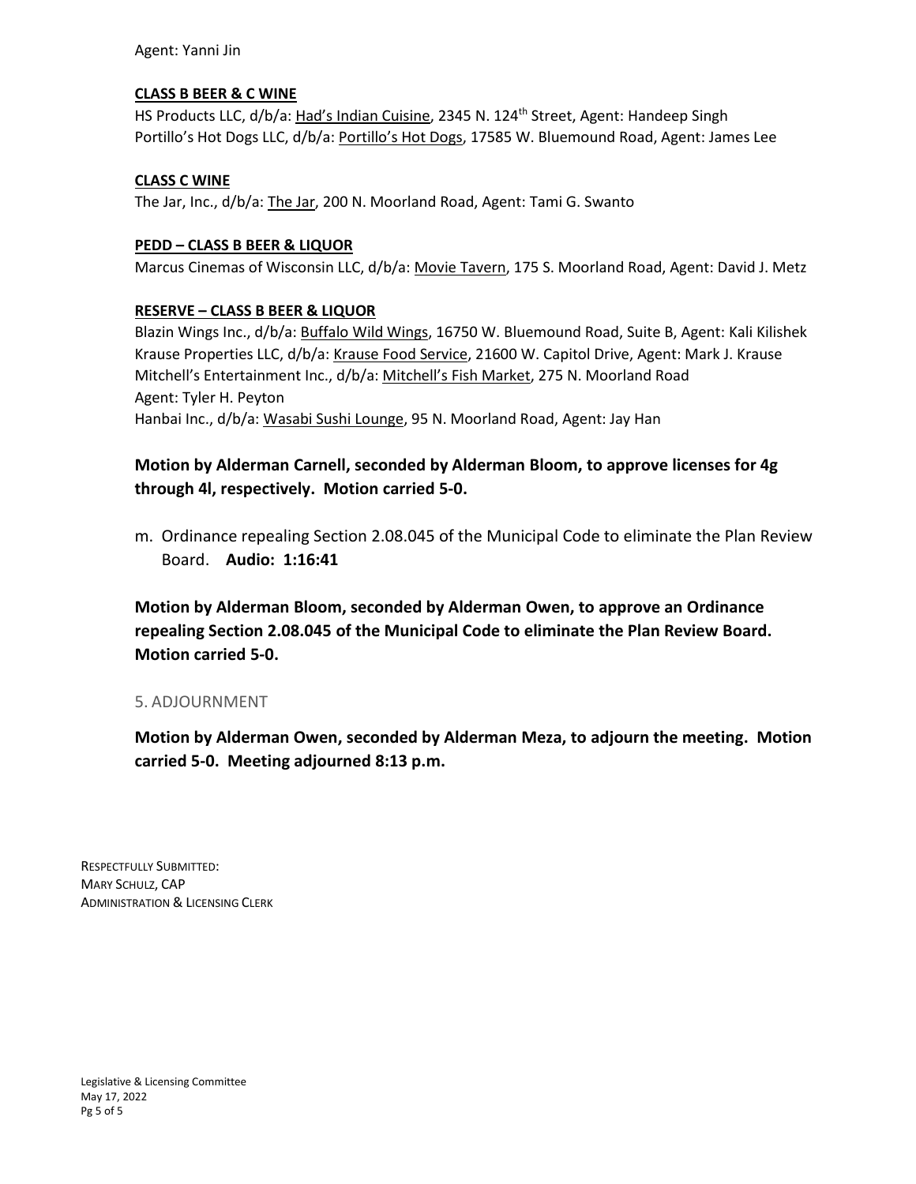Agent: Yanni Jin

**CLASS B BEER & C WINE**

HS Products LLC, d/b/a: Had's Indian Cuisine, 2345 N. 124th Street, Agent: Handeep Singh
Portillo's Hot Dogs LLC, d/b/a: Portillo's Hot Dogs, 17585 W. Bluemound Road, Agent: James Lee

**CLASS C WINE**

The Jar, Inc., d/b/a: The Jar, 200 N. Moorland Road, Agent: Tami G. Swanto

**PEDD – CLASS B BEER & LIQUOR**

Marcus Cinemas of Wisconsin LLC, d/b/a: Movie Tavern, 175 S. Moorland Road, Agent: David J. Metz

**RESERVE – CLASS B BEER & LIQUOR**

Blazin Wings Inc., d/b/a: Buffalo Wild Wings, 16750 W. Bluemound Road, Suite B, Agent: Kali Kilishek
Krause Properties LLC, d/b/a: Krause Food Service, 21600 W. Capitol Drive, Agent: Mark J. Krause
Mitchell's Entertainment Inc., d/b/a: Mitchell's Fish Market, 275 N. Moorland Road
Agent: Tyler H. Peyton
Hanbai Inc., d/b/a: Wasabi Sushi Lounge, 95 N. Moorland Road, Agent: Jay Han

**Motion by Alderman Carnell, seconded by Alderman Bloom, to approve licenses for 4g through 4l, respectively. Motion carried 5-0.**

m. Ordinance repealing Section 2.08.045 of the Municipal Code to eliminate the Plan Review Board. **Audio: 1:16:41**

**Motion by Alderman Bloom, seconded by Alderman Owen, to approve an Ordinance repealing Section 2.08.045 of the Municipal Code to eliminate the Plan Review Board. Motion carried 5-0.**

5. ADJOURNMENT

**Motion by Alderman Owen, seconded by Alderman Meza, to adjourn the meeting. Motion carried 5-0. Meeting adjourned 8:13 p.m.**

RESPECTFULLY SUBMITTED:
MARY SCHULZ, CAP
ADMINISTRATION & LICENSING CLERK

Legislative & Licensing Committee
May 17, 2022